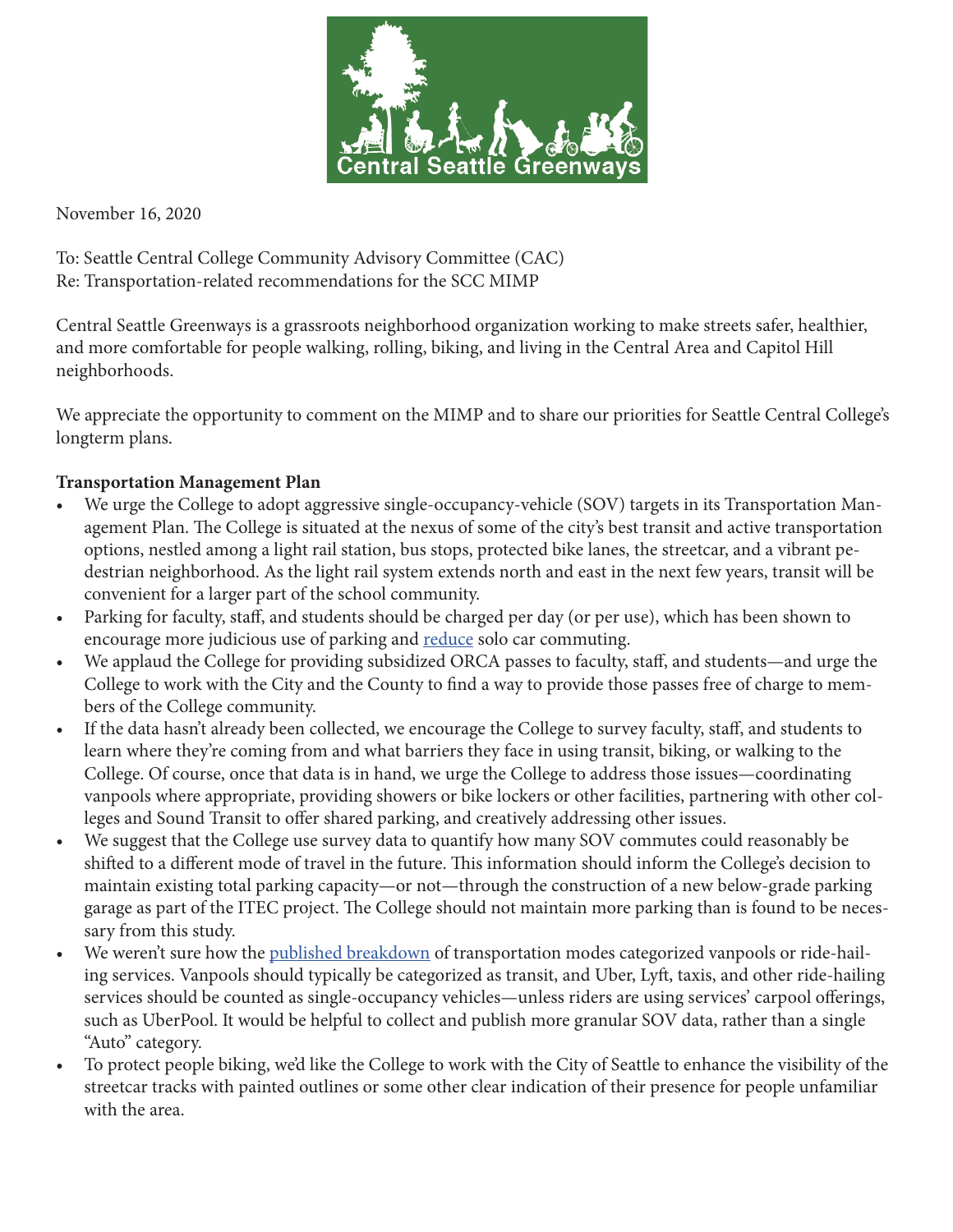Central Seattle Greenways

November 16, 2020

To: Seattle Central College Community Advisory Committee (CAC)
Re: Transportation-related recommendations for the SCC MIMP

Central Seattle Greenways is a grassroots neighborhood organization working to make streets safer, healthier, and more comfortable for people walking, rolling, biking, and living in the Central Area and Capitol Hill neighborhoods.

We appreciate the opportunity to comment on the MIMP and to share our priorities for Seattle Central College's longterm plans.

**Transportation Management Plan**

- We urge the College to adopt aggressive single-occupancy-vehicle (SOV) targets in its Transportation Management Plan. The College is situated at the nexus of some of the city's best transit and active transportation options, nestled among a light rail station, bus stops, protected bike lanes, the streetcar, and a vibrant pedestrian neighborhood. As the light rail system extends north and east in the next few years, transit will be convenient for a larger part of the school community.
- Parking for faculty, staff, and students should be charged per day (or per use), which has been shown to encourage more judicious use of parking and reduce solo car commuting.
- We applaud the College for providing subsidized ORCA passes to faculty, staff, and students—and urge the College to work with the City and the County to find a way to provide those passes free of charge to members of the College community.
- If the data hasn't already been collected, we encourage the College to survey faculty, staff, and students to learn where they're coming from and what barriers they face in using transit, biking, or walking to the College. Of course, once that data is in hand, we urge the College to address those issues—coordinating vanpools where appropriate, providing showers or bike lockers or other facilities, partnering with other colleges and Sound Transit to offer shared parking, and creatively addressing other issues.
- We suggest that the College use survey data to quantify how many SOV commutes could reasonably be shifted to a different mode of travel in the future. This information should inform the College's decision to maintain existing total parking capacity—or not—through the construction of a new below-grade parking garage as part of the ITEC project. The College should not maintain more parking than is found to be necessary from this study.
- We weren't sure how the published breakdown of transportation modes categorized vanpools or ride-hailing services. Vanpools should typically be categorized as transit, and Uber, Lyft, taxis, and other ride-hailing services should be counted as single-occupancy vehicles—unless riders are using services' carpool offerings, such as UberPool. It would be helpful to collect and publish more granular SOV data, rather than a single "Auto" category.
- To protect people biking, we'd like the College to work with the City of Seattle to enhance the visibility of the streetcar tracks with painted outlines or some other clear indication of their presence for people unfamiliar with the area.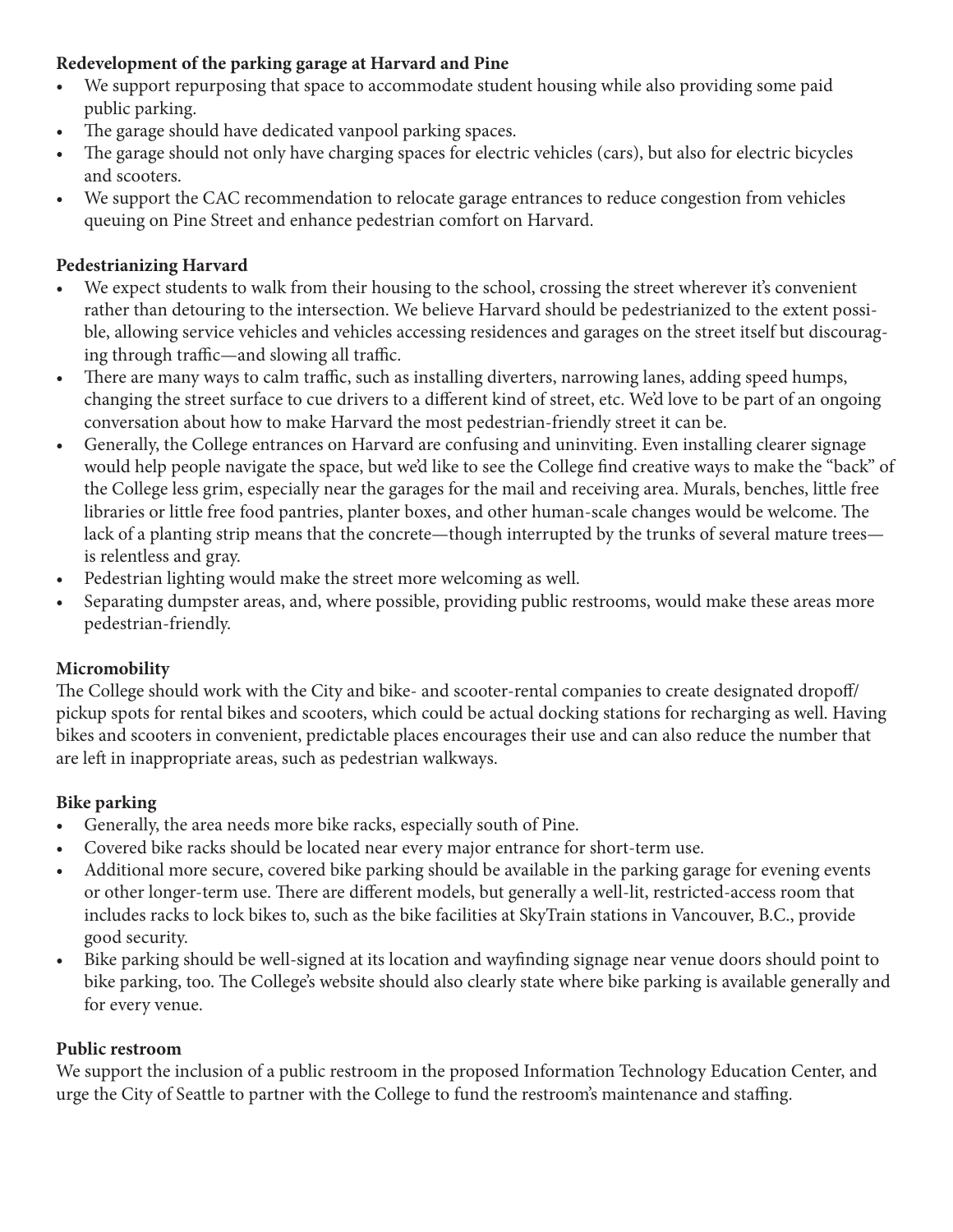**Redevelopment of the parking garage at Harvard and Pine**

- We support repurposing that space to accommodate student housing while also providing some paid public parking.
- The garage should have dedicated vanpool parking spaces.
- The garage should not only have charging spaces for electric vehicles (cars), but also for electric bicycles and scooters.
- We support the CAC recommendation to relocate garage entrances to reduce congestion from vehicles queuing on Pine Street and enhance pedestrian comfort on Harvard.

**Pedestrianizing Harvard**

- We expect students to walk from their housing to the school, crossing the street wherever it's convenient rather than detouring to the intersection. We believe Harvard should be pedestrianized to the extent possible, allowing service vehicles and vehicles accessing residences and garages on the street itself but discouraging through traffic—and slowing all traffic.
- There are many ways to calm traffic, such as installing diverters, narrowing lanes, adding speed humps, changing the street surface to cue drivers to a different kind of street, etc. We'd love to be part of an ongoing conversation about how to make Harvard the most pedestrian-friendly street it can be.
- Generally, the College entrances on Harvard are confusing and uninviting. Even installing clearer signage would help people navigate the space, but we'd like to see the College find creative ways to make the "back" of the College less grim, especially near the garages for the mail and receiving area. Murals, benches, little free libraries or little free food pantries, planter boxes, and other human-scale changes would be welcome. The lack of a planting strip means that the concrete—though interrupted by the trunks of several mature trees—is relentless and gray.
- Pedestrian lighting would make the street more welcoming as well.
- Separating dumpster areas, and, where possible, providing public restrooms, would make these areas more pedestrian-friendly.

**Micromobility**

The College should work with the City and bike- and scooter-rental companies to create designated dropoff/pickup spots for rental bikes and scooters, which could be actual docking stations for recharging as well. Having bikes and scooters in convenient, predictable places encourages their use and can also reduce the number that are left in inappropriate areas, such as pedestrian walkways.

**Bike parking**

- Generally, the area needs more bike racks, especially south of Pine.
- Covered bike racks should be located near every major entrance for short-term use.
- Additional more secure, covered bike parking should be available in the parking garage for evening events or other longer-term use. There are different models, but generally a well-lit, restricted-access room that includes racks to lock bikes to, such as the bike facilities at SkyTrain stations in Vancouver, B.C., provide good security.
- Bike parking should be well-signed at its location and wayfinding signage near venue doors should point to bike parking, too. The College's website should also clearly state where bike parking is available generally and for every venue.

**Public restroom**

We support the inclusion of a public restroom in the proposed Information Technology Education Center, and urge the City of Seattle to partner with the College to fund the restroom's maintenance and staffing.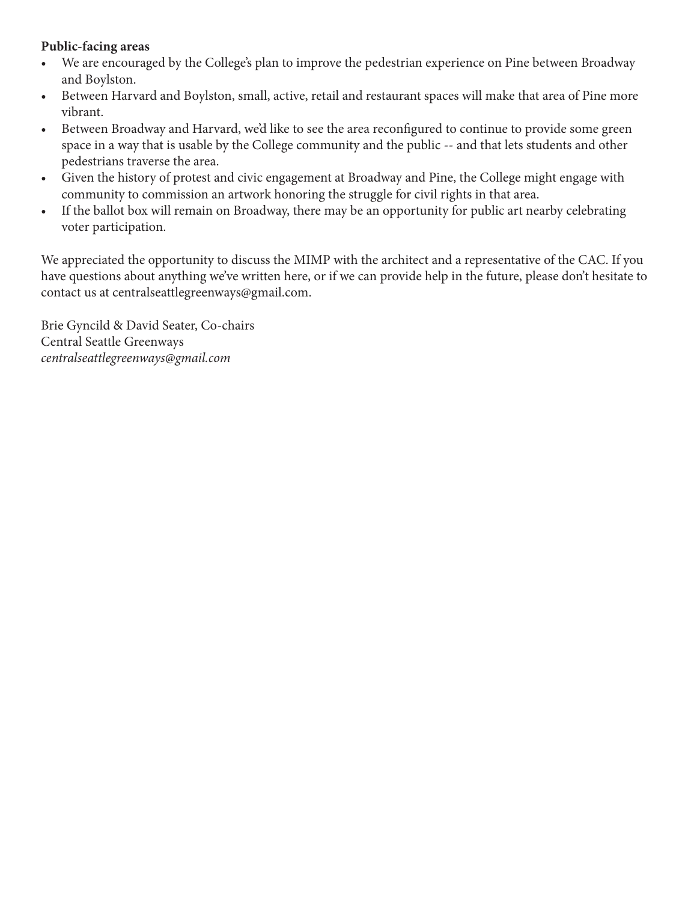**Public-facing areas**

- We are encouraged by the College's plan to improve the pedestrian experience on Pine between Broadway and Boylston.
- Between Harvard and Boylston, small, active, retail and restaurant spaces will make that area of Pine more vibrant.
- Between Broadway and Harvard, we'd like to see the area reconfigured to continue to provide some green space in a way that is usable by the College community and the public -- and that lets students and other pedestrians traverse the area.
- Given the history of protest and civic engagement at Broadway and Pine, the College might engage with community to commission an artwork honoring the struggle for civil rights in that area.
- If the ballot box will remain on Broadway, there may be an opportunity for public art nearby celebrating voter participation.

We appreciated the opportunity to discuss the MIMP with the architect and a representative of the CAC. If you have questions about anything we've written here, or if we can provide help in the future, please don't hesitate to contact us at centralseattlegreenways@gmail.com.

Brie Gyncild & David Seater, Co-chairs
Central Seattle Greenways
*centralseattlegreenways@gmail.com*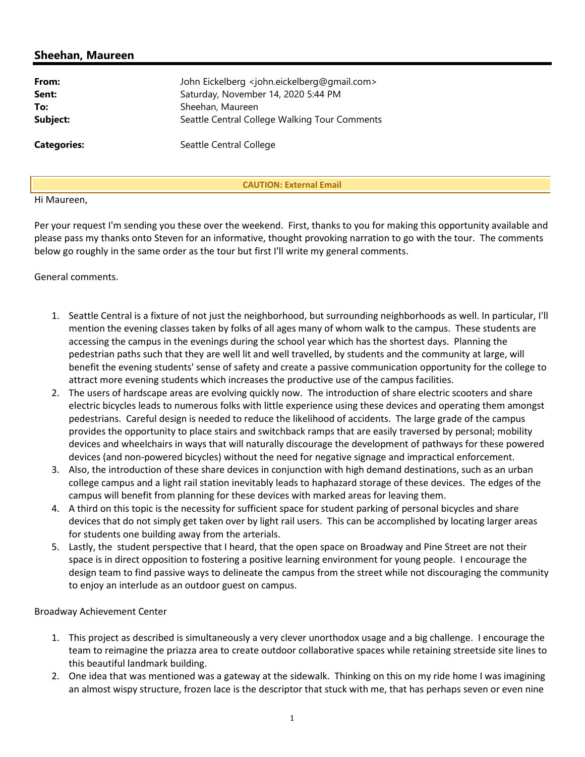## Sheehan, Maureen

| | |
|---|---|
| **From:** | John Eickelberg <john.eickelberg@gmail.com> |
| **Sent:** | Saturday, November 14, 2020 5:44 PM |
| **To:** | Sheehan, Maureen |
| **Subject:** | Seattle Central College Walking Tour Comments |
| **Categories:** | Seattle Central College |

**CAUTION: External Email**

Hi Maureen,

Per your request I'm sending you these over the weekend. First, thanks to you for making this opportunity available and please pass my thanks onto Steven for an informative, thought provoking narration to go with the tour. The comments below go roughly in the same order as the tour but first I'll write my general comments.

General comments.

1. Seattle Central is a fixture of not just the neighborhood, but surrounding neighborhoods as well. In particular, I'll mention the evening classes taken by folks of all ages many of whom walk to the campus. These students are accessing the campus in the evenings during the school year which has the shortest days. Planning the pedestrian paths such that they are well lit and well travelled, by students and the community at large, will benefit the evening students' sense of safety and create a passive communication opportunity for the college to attract more evening students which increases the productive use of the campus facilities.
2. The users of hardscape areas are evolving quickly now. The introduction of share electric scooters and share electric bicycles leads to numerous folks with little experience using these devices and operating them amongst pedestrians. Careful design is needed to reduce the likelihood of accidents. The large grade of the campus provides the opportunity to place stairs and switchback ramps that are easily traversed by personal; mobility devices and wheelchairs in ways that will naturally discourage the development of pathways for these powered devices (and non-powered bicycles) without the need for negative signage and impractical enforcement.
3. Also, the introduction of these share devices in conjunction with high demand destinations, such as an urban college campus and a light rail station inevitably leads to haphazard storage of these devices. The edges of the campus will benefit from planning for these devices with marked areas for leaving them.
4. A third on this topic is the necessity for sufficient space for student parking of personal bicycles and share devices that do not simply get taken over by light rail users. This can be accomplished by locating larger areas for students one building away from the arterials.
5. Lastly, the student perspective that I heard, that the open space on Broadway and Pine Street are not their space is in direct opposition to fostering a positive learning environment for young people. I encourage the design team to find passive ways to delineate the campus from the street while not discouraging the community to enjoy an interlude as an outdoor guest on campus.

Broadway Achievement Center

1. This project as described is simultaneously a very clever unorthodox usage and a big challenge. I encourage the team to reimagine the priazza area to create outdoor collaborative spaces while retaining streetside site lines to this beautiful landmark building.
2. One idea that was mentioned was a gateway at the sidewalk. Thinking on this on my ride home I was imagining an almost wispy structure, frozen lace is the descriptor that stuck with me, that has perhaps seven or even nine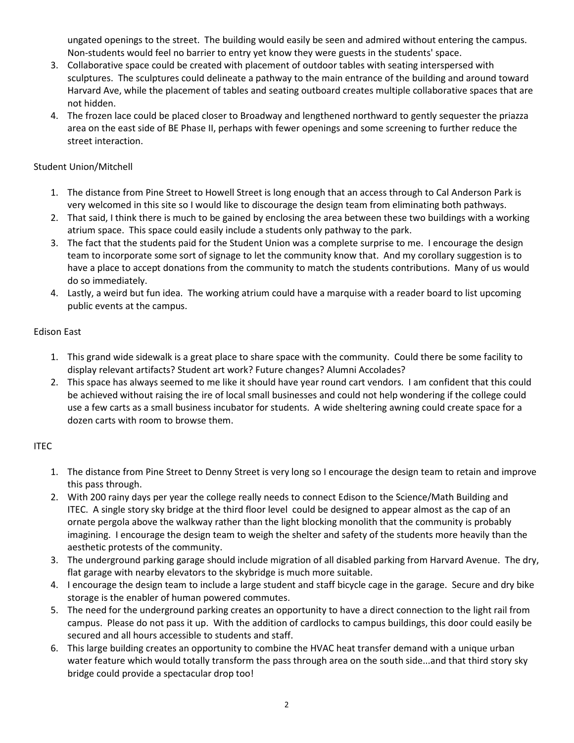ungated openings to the street. The building would easily be seen and admired without entering the campus. Non-students would feel no barrier to entry yet know they were guests in the students' space.

3. Collaborative space could be created with placement of outdoor tables with seating interspersed with sculptures. The sculptures could delineate a pathway to the main entrance of the building and around toward Harvard Ave, while the placement of tables and seating outboard creates multiple collaborative spaces that are not hidden.
4. The frozen lace could be placed closer to Broadway and lengthened northward to gently sequester the priazza area on the east side of BE Phase II, perhaps with fewer openings and some screening to further reduce the street interaction.

Student Union/Mitchell

1. The distance from Pine Street to Howell Street is long enough that an access through to Cal Anderson Park is very welcomed in this site so I would like to discourage the design team from eliminating both pathways.
2. That said, I think there is much to be gained by enclosing the area between these two buildings with a working atrium space. This space could easily include a students only pathway to the park.
3. The fact that the students paid for the Student Union was a complete surprise to me. I encourage the design team to incorporate some sort of signage to let the community know that. And my corollary suggestion is to have a place to accept donations from the community to match the students contributions. Many of us would do so immediately.
4. Lastly, a weird but fun idea. The working atrium could have a marquise with a reader board to list upcoming public events at the campus.

Edison East

1. This grand wide sidewalk is a great place to share space with the community. Could there be some facility to display relevant artifacts? Student art work? Future changes? Alumni Accolades?
2. This space has always seemed to me like it should have year round cart vendors. I am confident that this could be achieved without raising the ire of local small businesses and could not help wondering if the college could use a few carts as a small business incubator for students. A wide sheltering awning could create space for a dozen carts with room to browse them.

ITEC

1. The distance from Pine Street to Denny Street is very long so I encourage the design team to retain and improve this pass through.
2. With 200 rainy days per year the college really needs to connect Edison to the Science/Math Building and ITEC. A single story sky bridge at the third floor level could be designed to appear almost as the cap of an ornate pergola above the walkway rather than the light blocking monolith that the community is probably imagining. I encourage the design team to weigh the shelter and safety of the students more heavily than the aesthetic protests of the community.
3. The underground parking garage should include migration of all disabled parking from Harvard Avenue. The dry, flat garage with nearby elevators to the skybridge is much more suitable.
4. I encourage the design team to include a large student and staff bicycle cage in the garage. Secure and dry bike storage is the enabler of human powered commutes.
5. The need for the underground parking creates an opportunity to have a direct connection to the light rail from campus. Please do not pass it up. With the addition of cardlocks to campus buildings, this door could easily be secured and all hours accessible to students and staff.
6. This large building creates an opportunity to combine the HVAC heat transfer demand with a unique urban water feature which would totally transform the pass through area on the south side...and that third story sky bridge could provide a spectacular drop too!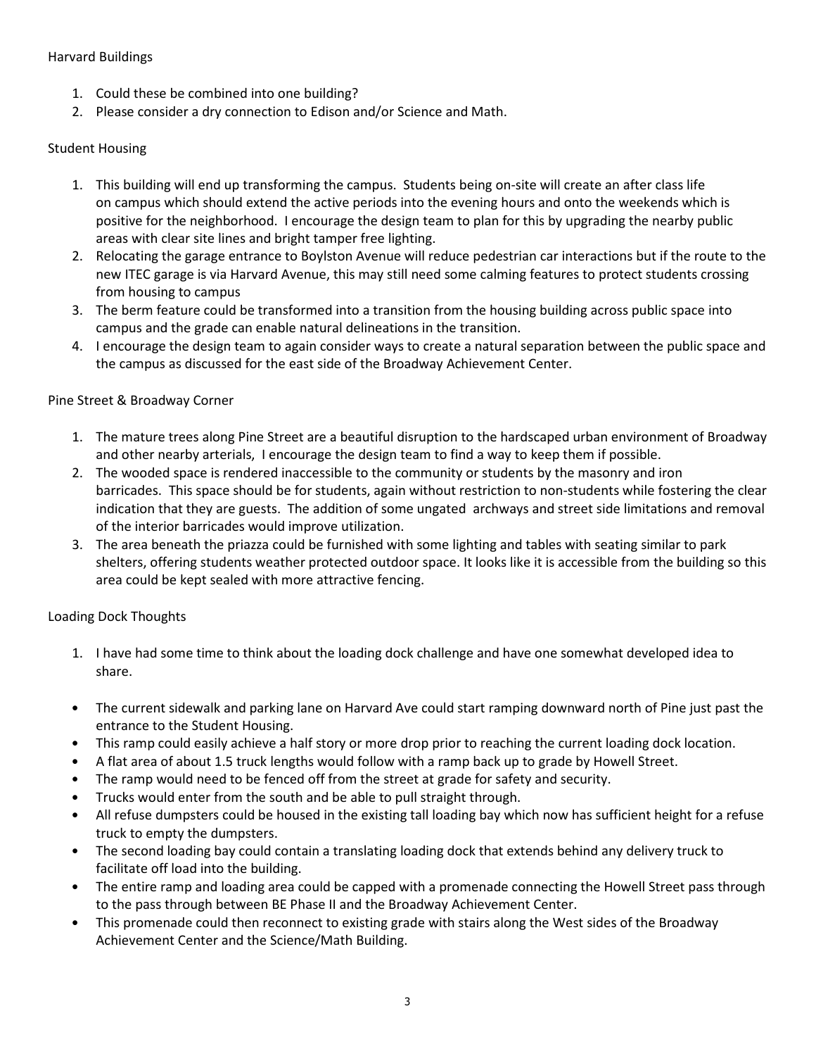Harvard Buildings

1. Could these be combined into one building?
2. Please consider a dry connection to Edison and/or Science and Math.

Student Housing

1. This building will end up transforming the campus. Students being on-site will create an after class life on campus which should extend the active periods into the evening hours and onto the weekends which is positive for the neighborhood. I encourage the design team to plan for this by upgrading the nearby public areas with clear site lines and bright tamper free lighting.
2. Relocating the garage entrance to Boylston Avenue will reduce pedestrian car interactions but if the route to the new ITEC garage is via Harvard Avenue, this may still need some calming features to protect students crossing from housing to campus
3. The berm feature could be transformed into a transition from the housing building across public space into campus and the grade can enable natural delineations in the transition.
4. I encourage the design team to again consider ways to create a natural separation between the public space and the campus as discussed for the east side of the Broadway Achievement Center.

Pine Street & Broadway Corner

1. The mature trees along Pine Street are a beautiful disruption to the hardscaped urban environment of Broadway and other nearby arterials, I encourage the design team to find a way to keep them if possible.
2. The wooded space is rendered inaccessible to the community or students by the masonry and iron barricades. This space should be for students, again without restriction to non-students while fostering the clear indication that they are guests. The addition of some ungated archways and street side limitations and removal of the interior barricades would improve utilization.
3. The area beneath the priazza could be furnished with some lighting and tables with seating similar to park shelters, offering students weather protected outdoor space. It looks like it is accessible from the building so this area could be kept sealed with more attractive fencing.

Loading Dock Thoughts

1. I have had some time to think about the loading dock challenge and have one somewhat developed idea to share.

- The current sidewalk and parking lane on Harvard Ave could start ramping downward north of Pine just past the entrance to the Student Housing.
- This ramp could easily achieve a half story or more drop prior to reaching the current loading dock location.
- A flat area of about 1.5 truck lengths would follow with a ramp back up to grade by Howell Street.
- The ramp would need to be fenced off from the street at grade for safety and security.
- Trucks would enter from the south and be able to pull straight through.
- All refuse dumpsters could be housed in the existing tall loading bay which now has sufficient height for a refuse truck to empty the dumpsters.
- The second loading bay could contain a translating loading dock that extends behind any delivery truck to facilitate off load into the building.
- The entire ramp and loading area could be capped with a promenade connecting the Howell Street pass through to the pass through between BE Phase II and the Broadway Achievement Center.
- This promenade could then reconnect to existing grade with stairs along the West sides of the Broadway Achievement Center and the Science/Math Building.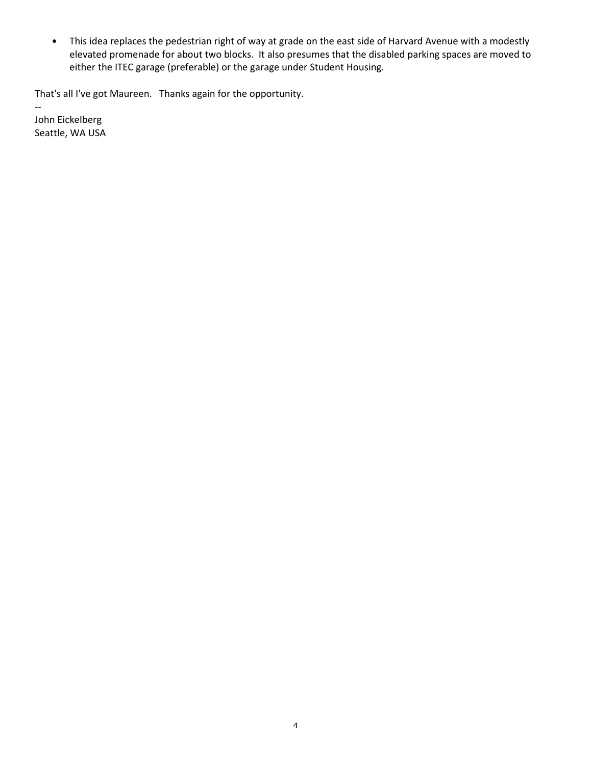- This idea replaces the pedestrian right of way at grade on the east side of Harvard Avenue with a modestly elevated promenade for about two blocks. It also presumes that the disabled parking spaces are moved to either the ITEC garage (preferable) or the garage under Student Housing.

That's all I've got Maureen. Thanks again for the opportunity.

--
John Eickelberg
Seattle, WA USA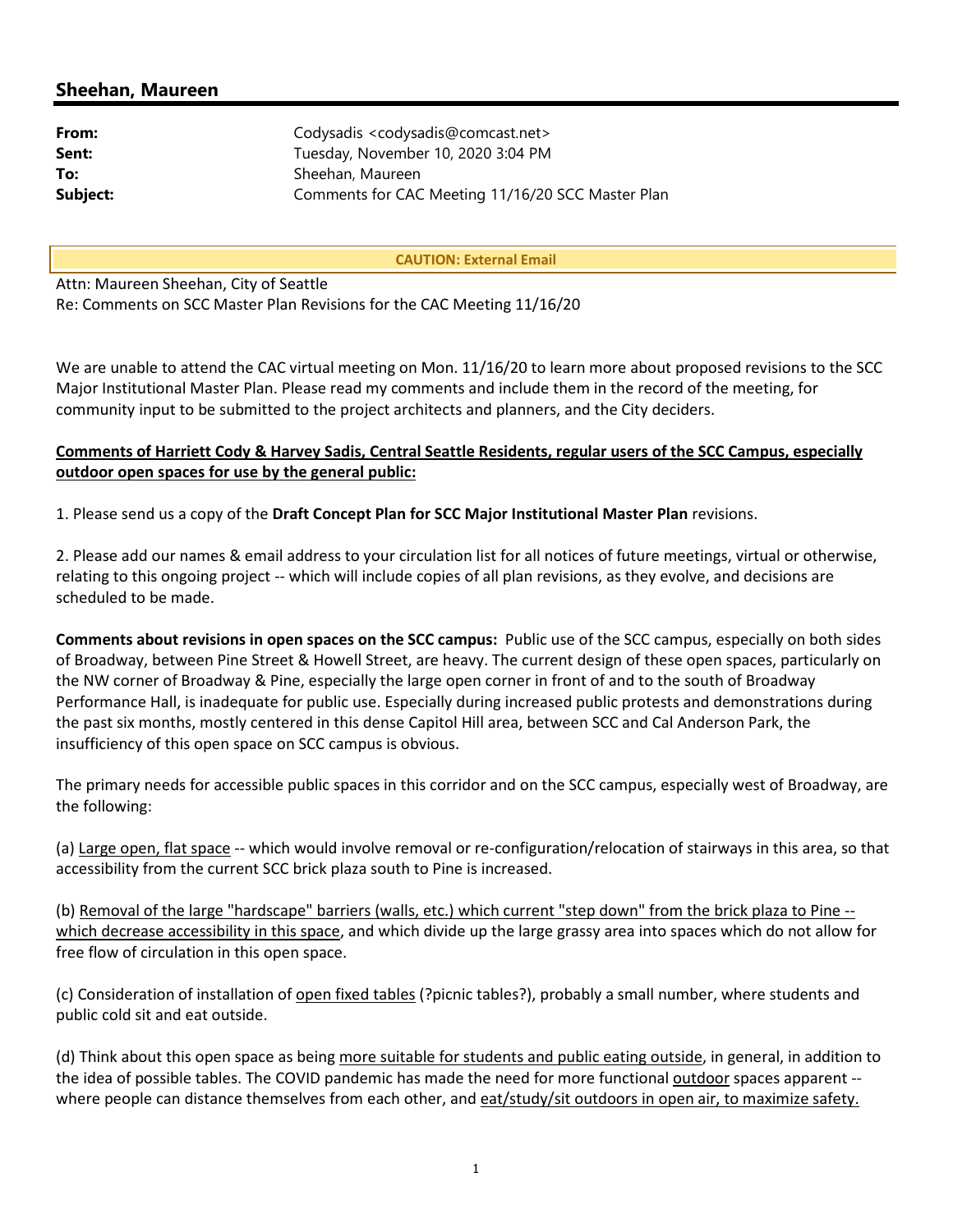## Sheehan, Maureen

| | |
|---|---|
| **From:** | Codysadis <codysadis@comcast.net> |
| **Sent:** | Tuesday, November 10, 2020 3:04 PM |
| **To:** | Sheehan, Maureen |
| **Subject:** | Comments for CAC Meeting 11/16/20 SCC Master Plan |

**CAUTION: External Email**

Attn: Maureen Sheehan, City of Seattle
Re: Comments on SCC Master Plan Revisions for the CAC Meeting 11/16/20

We are unable to attend the CAC virtual meeting on Mon. 11/16/20 to learn more about proposed revisions to the SCC Major Institutional Master Plan. Please read my comments and include them in the record of the meeting, for community input to be submitted to the project architects and planners, and the City deciders.

**Comments of Harriett Cody & Harvey Sadis, Central Seattle Residents, regular users of the SCC Campus, especially outdoor open spaces for use by the general public:**

1. Please send us a copy of the **Draft Concept Plan for SCC Major Institutional Master Plan** revisions.

2. Please add our names & email address to your circulation list for all notices of future meetings, virtual or otherwise, relating to this ongoing project -- which will include copies of all plan revisions, as they evolve, and decisions are scheduled to be made.

**Comments about revisions in open spaces on the SCC campus:** Public use of the SCC campus, especially on both sides of Broadway, between Pine Street & Howell Street, are heavy. The current design of these open spaces, particularly on the NW corner of Broadway & Pine, especially the large open corner in front of and to the south of Broadway Performance Hall, is inadequate for public use. Especially during increased public protests and demonstrations during the past six months, mostly centered in this dense Capitol Hill area, between SCC and Cal Anderson Park, the insufficiency of this open space on SCC campus is obvious.

The primary needs for accessible public spaces in this corridor and on the SCC campus, especially west of Broadway, are the following:

(a) Large open, flat space -- which would involve removal or re-configuration/relocation of stairways in this area, so that accessibility from the current SCC brick plaza south to Pine is increased.

(b) Removal of the large "hardscape" barriers (walls, etc.) which current "step down" from the brick plaza to Pine -- which decrease accessibility in this space, and which divide up the large grassy area into spaces which do not allow for free flow of circulation in this open space.

(c) Consideration of installation of open fixed tables (?picnic tables?), probably a small number, where students and public cold sit and eat outside.

(d) Think about this open space as being more suitable for students and public eating outside, in general, in addition to the idea of possible tables. The COVID pandemic has made the need for more functional outdoor spaces apparent -- where people can distance themselves from each other, and eat/study/sit outdoors in open air, to maximize safety.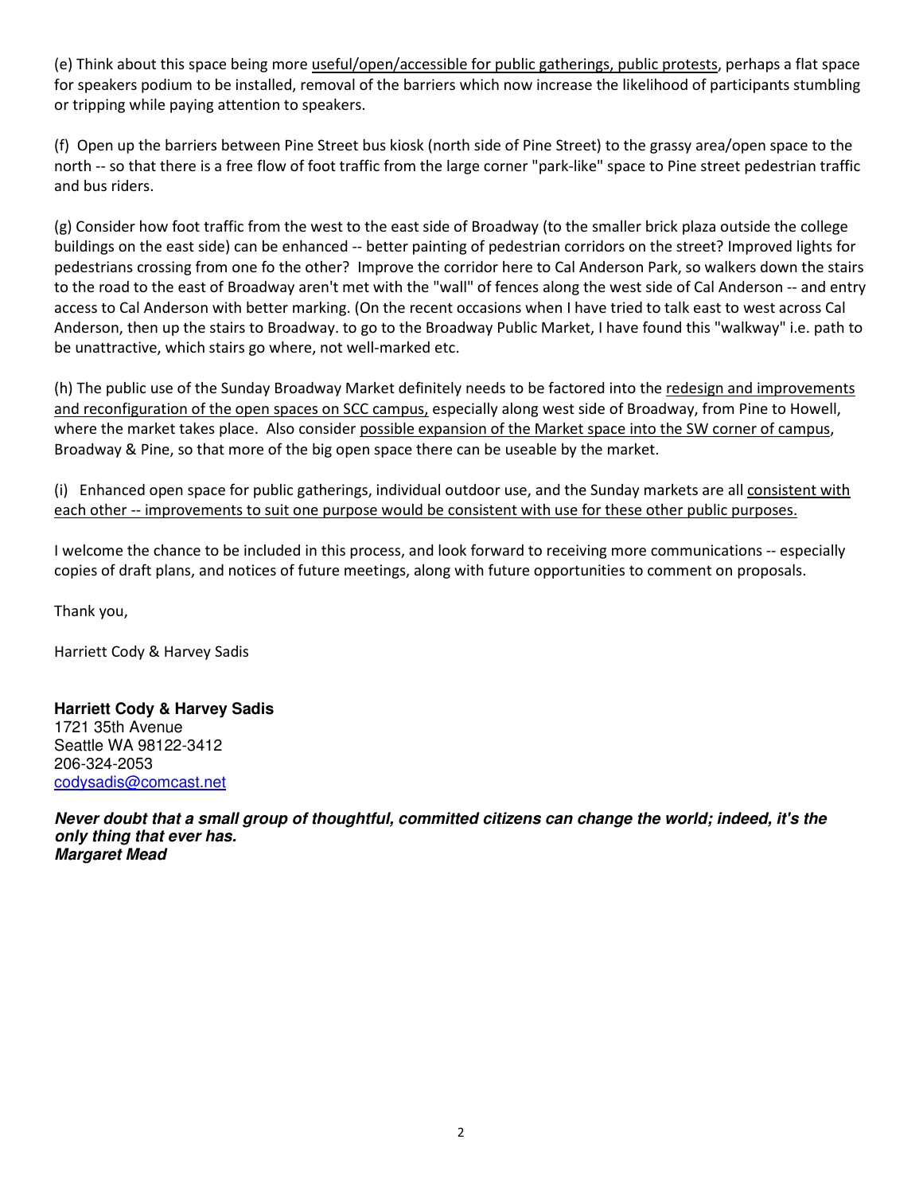(e) Think about this space being more useful/open/accessible for public gatherings, public protests, perhaps a flat space for speakers podium to be installed, removal of the barriers which now increase the likelihood of participants stumbling or tripping while paying attention to speakers.

(f) Open up the barriers between Pine Street bus kiosk (north side of Pine Street) to the grassy area/open space to the north -- so that there is a free flow of foot traffic from the large corner "park-like" space to Pine street pedestrian traffic and bus riders.

(g) Consider how foot traffic from the west to the east side of Broadway (to the smaller brick plaza outside the college buildings on the east side) can be enhanced -- better painting of pedestrian corridors on the street? Improved lights for pedestrians crossing from one fo the other? Improve the corridor here to Cal Anderson Park, so walkers down the stairs to the road to the east of Broadway aren't met with the "wall" of fences along the west side of Cal Anderson -- and entry access to Cal Anderson with better marking. (On the recent occasions when I have tried to talk east to west across Cal Anderson, then up the stairs to Broadway. to go to the Broadway Public Market, I have found this "walkway" i.e. path to be unattractive, which stairs go where, not well-marked etc.

(h) The public use of the Sunday Broadway Market definitely needs to be factored into the redesign and improvements and reconfiguration of the open spaces on SCC campus, especially along west side of Broadway, from Pine to Howell, where the market takes place. Also consider possible expansion of the Market space into the SW corner of campus, Broadway & Pine, so that more of the big open space there can be useable by the market.

(i) Enhanced open space for public gatherings, individual outdoor use, and the Sunday markets are all consistent with each other -- improvements to suit one purpose would be consistent with use for these other public purposes.

I welcome the chance to be included in this process, and look forward to receiving more communications -- especially copies of draft plans, and notices of future meetings, along with future opportunities to comment on proposals.

Thank you,

Harriett Cody & Harvey Sadis

**Harriett Cody & Harvey Sadis**
1721 35th Avenue
Seattle WA 98122-3412
206-324-2053
codysadis@comcast.net

***Never doubt that a small group of thoughtful, committed citizens can change the world; indeed, it's the only thing that ever has.***
***Margaret Mead***